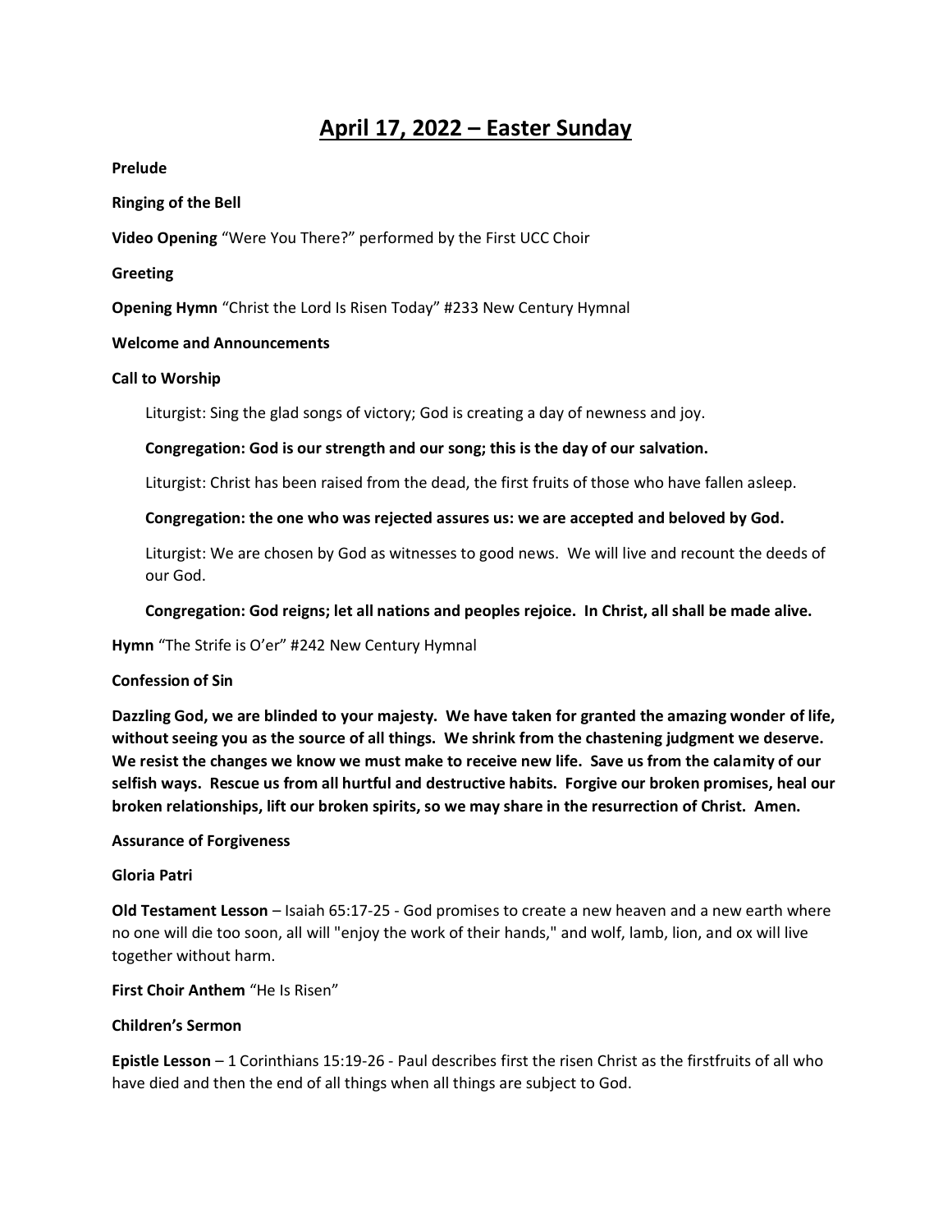# April 17, 2022 – Easter Sunday

**Prelude**

**Ringing of the Bell**

**Video Opening** "Were You There?" performed by the First UCC Choir

**Greeting**

**Opening Hymn** "Christ the Lord Is Risen Today" #233 New Century Hymnal

**Welcome and Announcements**

**Call to Worship**

Liturgist: Sing the glad songs of victory; God is creating a day of newness and joy.

**Congregation: God is our strength and our song; this is the day of our salvation.**

Liturgist: Christ has been raised from the dead, the first fruits of those who have fallen asleep.

**Congregation: the one who was rejected assures us: we are accepted and beloved by God.**

Liturgist: We are chosen by God as witnesses to good news. We will live and recount the deeds of our God.

**Congregation: God reigns; let all nations and peoples rejoice. In Christ, all shall be made alive.**

**Hymn** "The Strife is O'er" #242 New Century Hymnal

**Confession of Sin**

**Dazzling God, we are blinded to your majesty. We have taken for granted the amazing wonder of life, without seeing you as the source of all things. We shrink from the chastening judgment we deserve. We resist the changes we know we must make to receive new life. Save us from the calamity of our selfish ways. Rescue us from all hurtful and destructive habits. Forgive our broken promises, heal our broken relationships, lift our broken spirits, so we may share in the resurrection of Christ. Amen.**

**Assurance of Forgiveness**

**Gloria Patri**

**Old Testament Lesson** – Isaiah 65:17-25 - God promises to create a new heaven and a new earth where no one will die too soon, all will "enjoy the work of their hands," and wolf, lamb, lion, and ox will live together without harm.

**First Choir Anthem** "He Is Risen"

**Children's Sermon**

**Epistle Lesson** – 1 Corinthians 15:19-26 - Paul describes first the risen Christ as the firstfruits of all who have died and then the end of all things when all things are subject to God.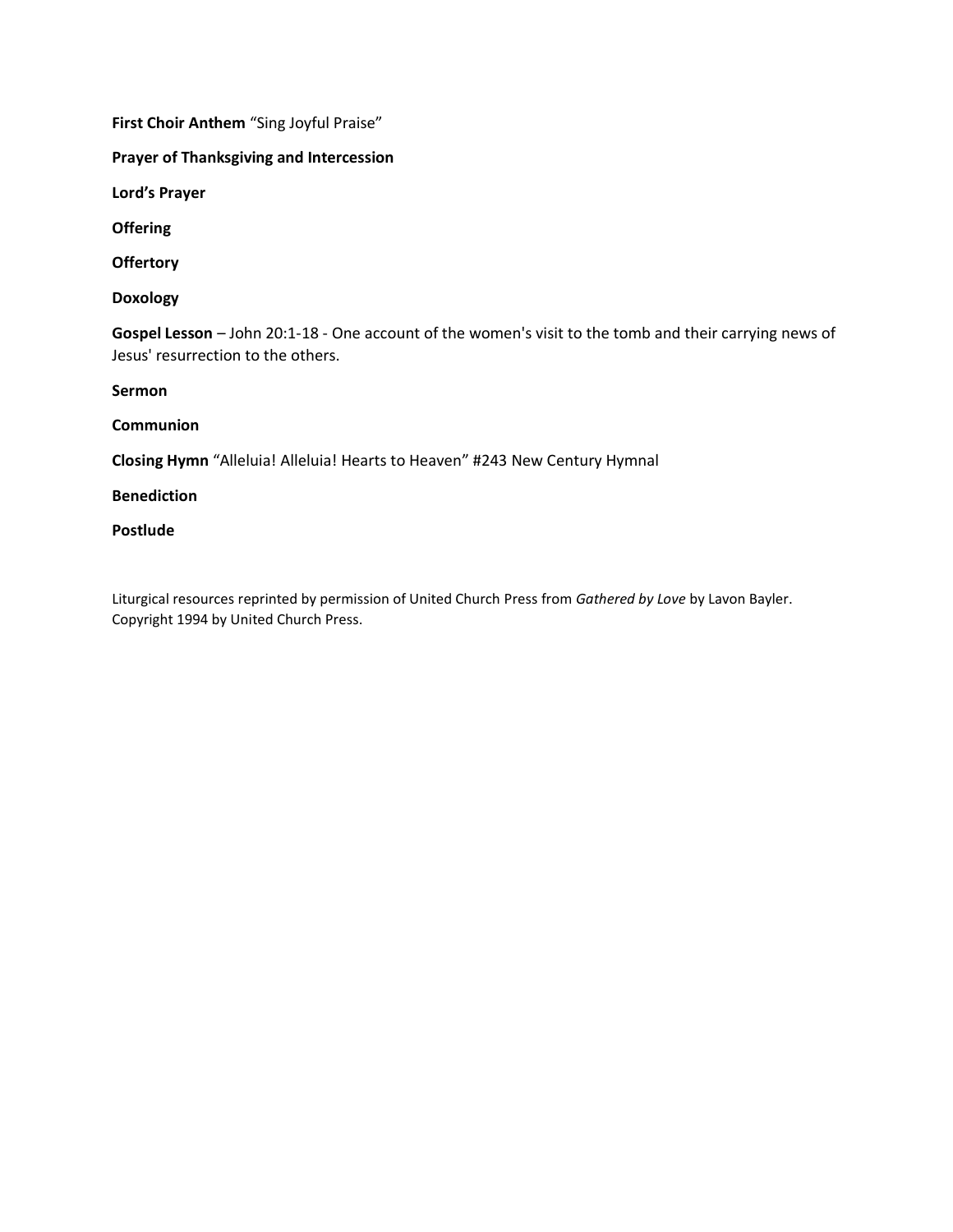**First Choir Anthem** "Sing Joyful Praise"

**Prayer of Thanksgiving and Intercession**

**Lord's Prayer**

**Offering**

**Offertory**

**Doxology**

**Gospel Lesson** – John 20:1-18 - One account of the women's visit to the tomb and their carrying news of Jesus' resurrection to the others.

**Sermon**

**Communion**

**Closing Hymn** "Alleluia! Alleluia! Hearts to Heaven" #243 New Century Hymnal

**Benediction**

**Postlude**

Liturgical resources reprinted by permission of United Church Press from *Gathered by Love* by Lavon Bayler. Copyright 1994 by United Church Press.